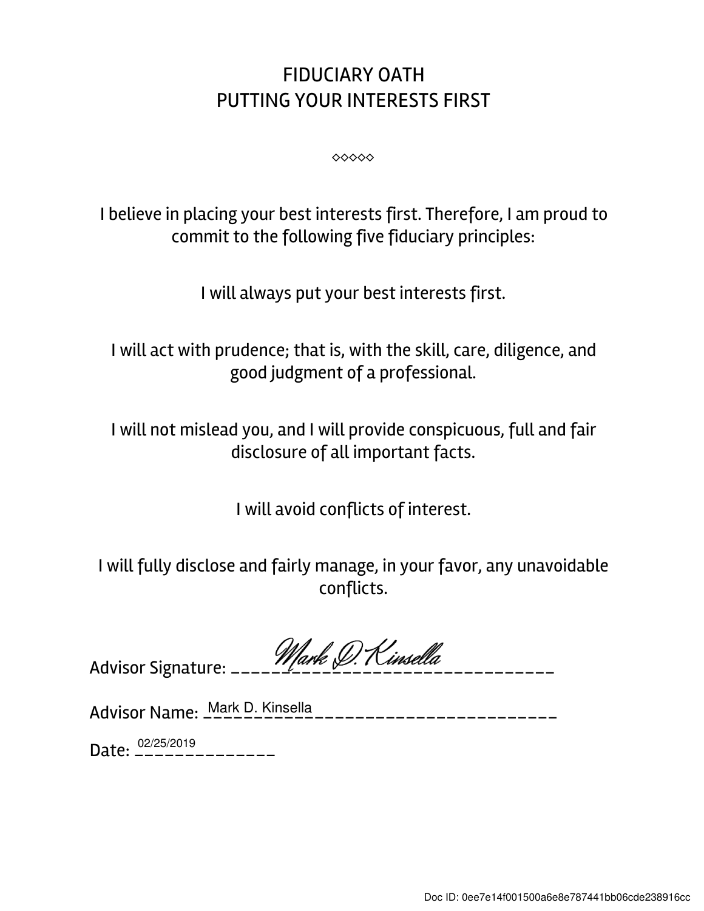# FIDUCIARY OATH
## PUTTING YOUR INTERESTS FIRST

◇◇◇◇◇

I believe in placing your best interests first. Therefore, I am proud to commit to the following five fiduciary principles:

I will always put your best interests first.

I will act with prudence; that is, with the skill, care, diligence, and good judgment of a professional.

I will not mislead you, and I will provide conspicuous, full and fair disclosure of all important facts.

I will avoid conflicts of interest.

I will fully disclose and fairly manage, in your favor, any unavoidable conflicts.

Advisor Signature: Mark D. Kinsella

Advisor Name: Mark D. Kinsella

Date: 02/25/2019

Doc ID: 0ee7e14f001500a6e8e787441bb06cde238916cc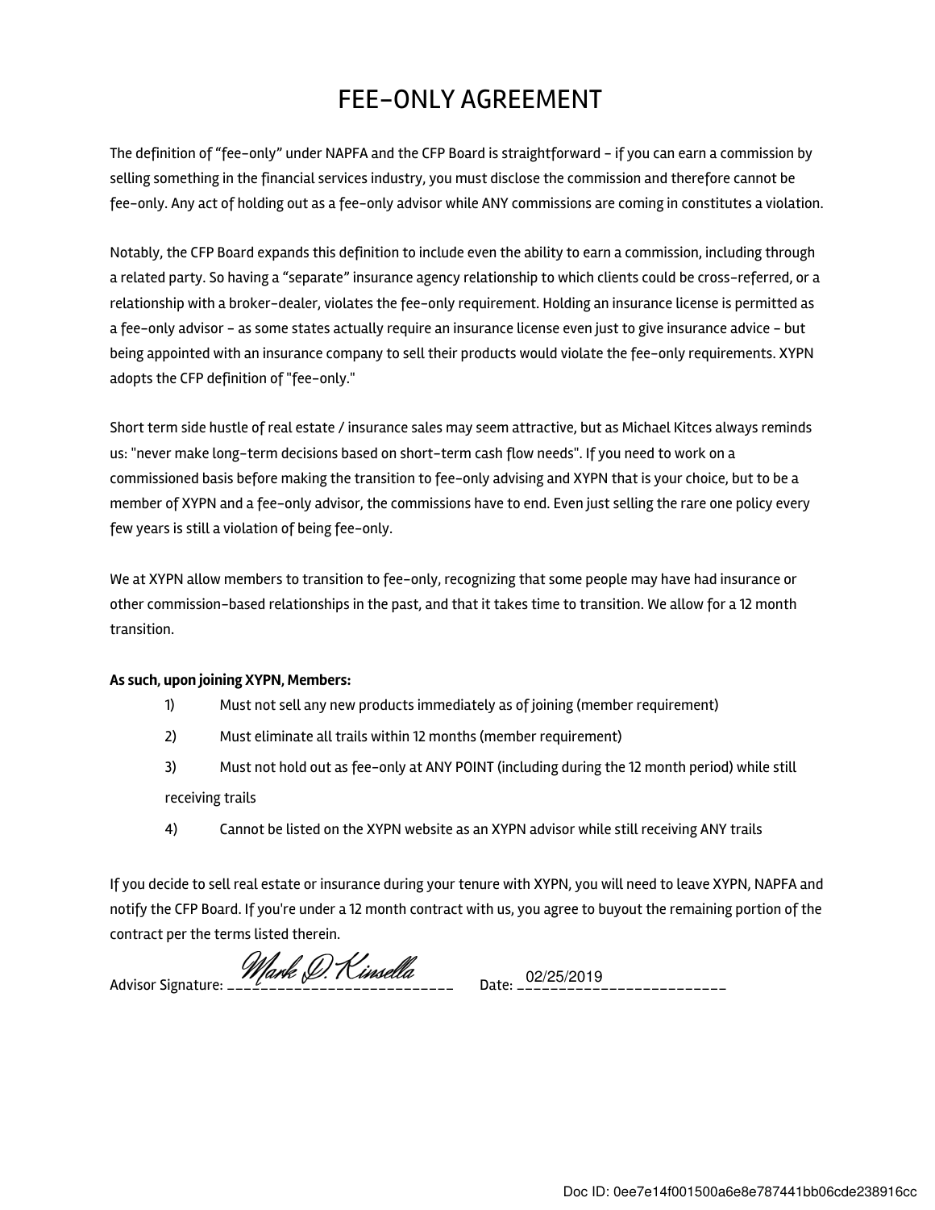# FEE-ONLY AGREEMENT

The definition of "fee-only" under NAPFA and the CFP Board is straightforward - if you can earn a commission by selling something in the financial services industry, you must disclose the commission and therefore cannot be fee-only. Any act of holding out as a fee-only advisor while ANY commissions are coming in constitutes a violation.

Notably, the CFP Board expands this definition to include even the ability to earn a commission, including through a related party. So having a "separate" insurance agency relationship to which clients could be cross-referred, or a relationship with a broker-dealer, violates the fee-only requirement. Holding an insurance license is permitted as a fee-only advisor - as some states actually require an insurance license even just to give insurance advice - but being appointed with an insurance company to sell their products would violate the fee-only requirements. XYPN adopts the CFP definition of "fee-only."

Short term side hustle of real estate / insurance sales may seem attractive, but as Michael Kitces always reminds us: "never make long-term decisions based on short-term cash flow needs". If you need to work on a commissioned basis before making the transition to fee-only advising and XYPN that is your choice, but to be a member of XYPN and a fee-only advisor, the commissions have to end. Even just selling the rare one policy every few years is still a violation of being fee-only.

We at XYPN allow members to transition to fee-only, recognizing that some people may have had insurance or other commission-based relationships in the past, and that it takes time to transition. We allow for a 12 month transition.

**As such, upon joining XYPN, Members:**

1) Must not sell any new products immediately as of joining (member requirement)
2) Must eliminate all trails within 12 months (member requirement)
3) Must not hold out as fee-only at ANY POINT (including during the 12 month period) while still receiving trails
4) Cannot be listed on the XYPN website as an XYPN advisor while still receiving ANY trails

If you decide to sell real estate or insurance during your tenure with XYPN, you will need to leave XYPN, NAPFA and notify the CFP Board. If you're under a 12 month contract with us, you agree to buyout the remaining portion of the contract per the terms listed therein.

Advisor Signature: Mark D. Kinsella    Date: 02/25/2019

Doc ID: 0ee7e14f001500a6e8e787441bb06cde238916cc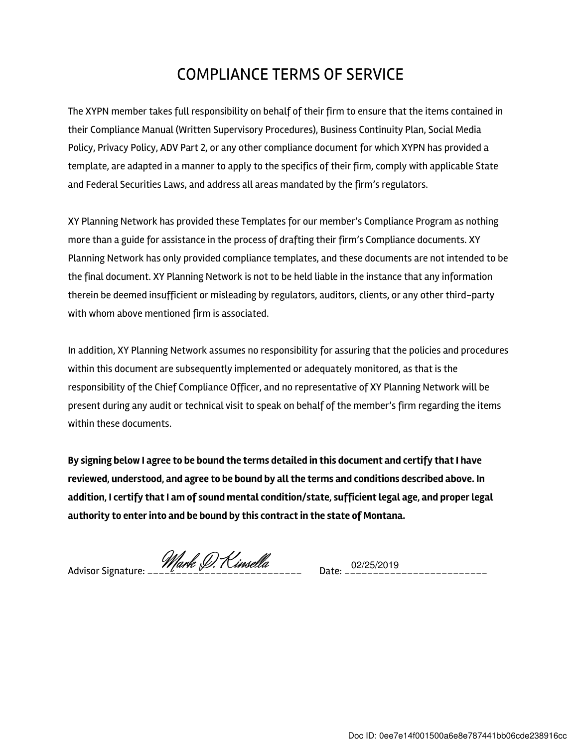# COMPLIANCE TERMS OF SERVICE

The XYPN member takes full responsibility on behalf of their firm to ensure that the items contained in their Compliance Manual (Written Supervisory Procedures), Business Continuity Plan, Social Media Policy, Privacy Policy, ADV Part 2, or any other compliance document for which XYPN has provided a template, are adapted in a manner to apply to the specifics of their firm, comply with applicable State and Federal Securities Laws, and address all areas mandated by the firm's regulators.

XY Planning Network has provided these Templates for our member's Compliance Program as nothing more than a guide for assistance in the process of drafting their firm's Compliance documents. XY Planning Network has only provided compliance templates, and these documents are not intended to be the final document. XY Planning Network is not to be held liable in the instance that any information therein be deemed insufficient or misleading by regulators, auditors, clients, or any other third-party with whom above mentioned firm is associated.

In addition, XY Planning Network assumes no responsibility for assuring that the policies and procedures within this document are subsequently implemented or adequately monitored, as that is the responsibility of the Chief Compliance Officer, and no representative of XY Planning Network will be present during any audit or technical visit to speak on behalf of the member's firm regarding the items within these documents.

**By signing below I agree to be bound the terms detailed in this document and certify that I have reviewed, understood, and agree to be bound by all the terms and conditions described above. In addition, I certify that I am of sound mental condition/state, sufficient legal age, and proper legal authority to enter into and be bound by this contract in the state of Montana.**

Advisor Signature: Mark D. Kinsella                Date: 02/25/2019

Doc ID: 0ee7e14f001500a6e8e787441bb06cde238916cc